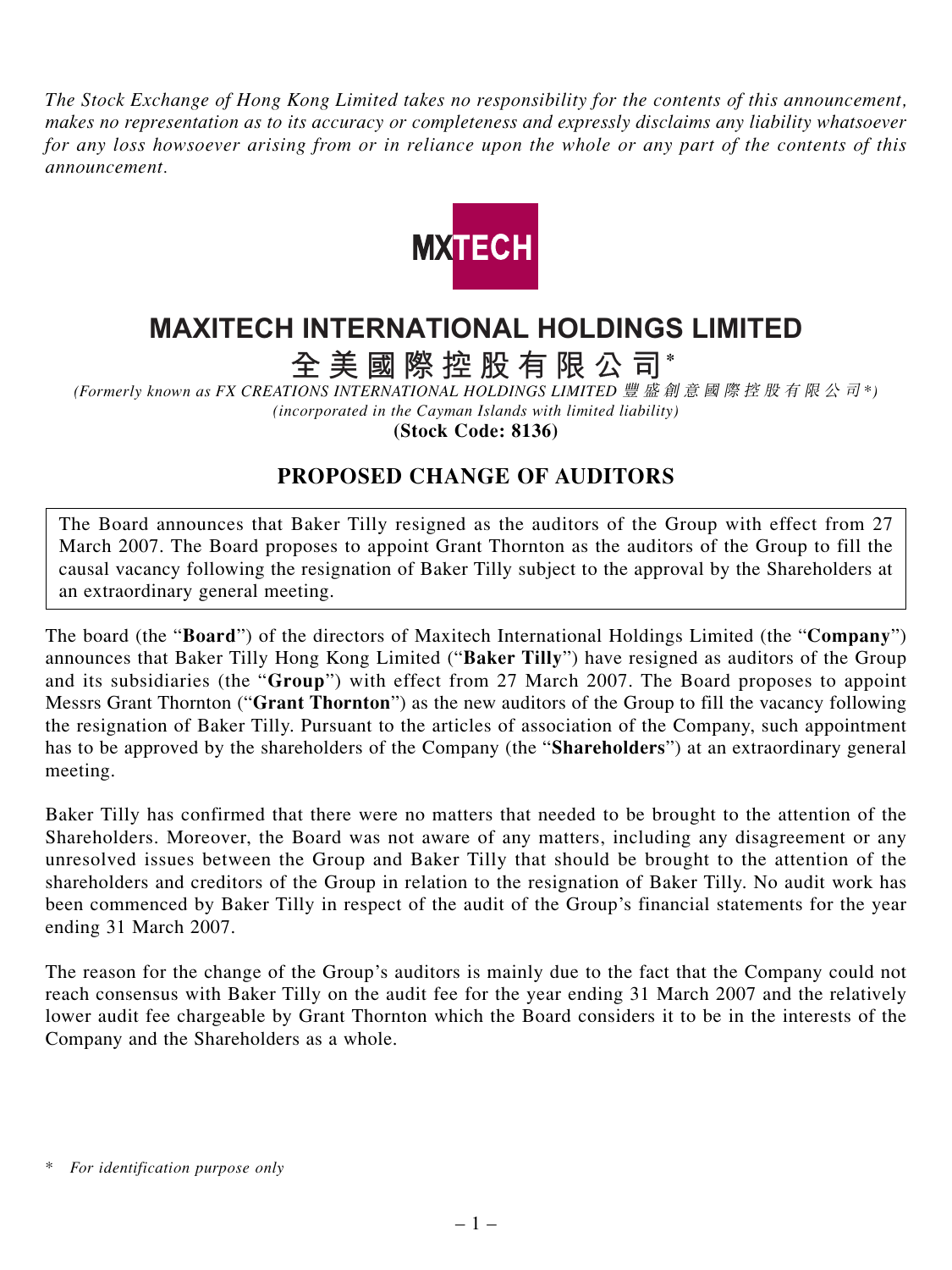*The Stock Exchange of Hong Kong Limited takes no responsibility for the contents of this announcement, makes no representation as to its accuracy or completeness and expressly disclaims any liability whatsoever for any loss howsoever arising from or in reliance upon the whole or any part of the contents of this announcement.*

MXTECH

# MAXITECH INTERNATIONAL HOLDINGS LIMITED

# 全美國際控股有限公司*

*(Formerly known as FX CREATIONS INTERNATIONAL HOLDINGS LIMITED 豐盛創意國際控股有限公司\*)*

*(incorporated in the Cayman Islands with limited liability)*

**(Stock Code: 8136)**

## PROPOSED CHANGE OF AUDITORS

The Board announces that Baker Tilly resigned as the auditors of the Group with effect from 27 March 2007. The Board proposes to appoint Grant Thornton as the auditors of the Group to fill the causal vacancy following the resignation of Baker Tilly subject to the approval by the Shareholders at an extraordinary general meeting.

The board (the "**Board**") of the directors of Maxitech International Holdings Limited (the "**Company**") announces that Baker Tilly Hong Kong Limited ("**Baker Tilly**") have resigned as auditors of the Group and its subsidiaries (the "**Group**") with effect from 27 March 2007. The Board proposes to appoint Messrs Grant Thornton ("**Grant Thornton**") as the new auditors of the Group to fill the vacancy following the resignation of Baker Tilly. Pursuant to the articles of association of the Company, such appointment has to be approved by the shareholders of the Company (the "**Shareholders**") at an extraordinary general meeting.

Baker Tilly has confirmed that there were no matters that needed to be brought to the attention of the Shareholders. Moreover, the Board was not aware of any matters, including any disagreement or any unresolved issues between the Group and Baker Tilly that should be brought to the attention of the shareholders and creditors of the Group in relation to the resignation of Baker Tilly. No audit work has been commenced by Baker Tilly in respect of the audit of the Group's financial statements for the year ending 31 March 2007.

The reason for the change of the Group's auditors is mainly due to the fact that the Company could not reach consensus with Baker Tilly on the audit fee for the year ending 31 March 2007 and the relatively lower audit fee chargeable by Grant Thornton which the Board considers it to be in the interests of the Company and the Shareholders as a whole.

\* *For identification purpose only*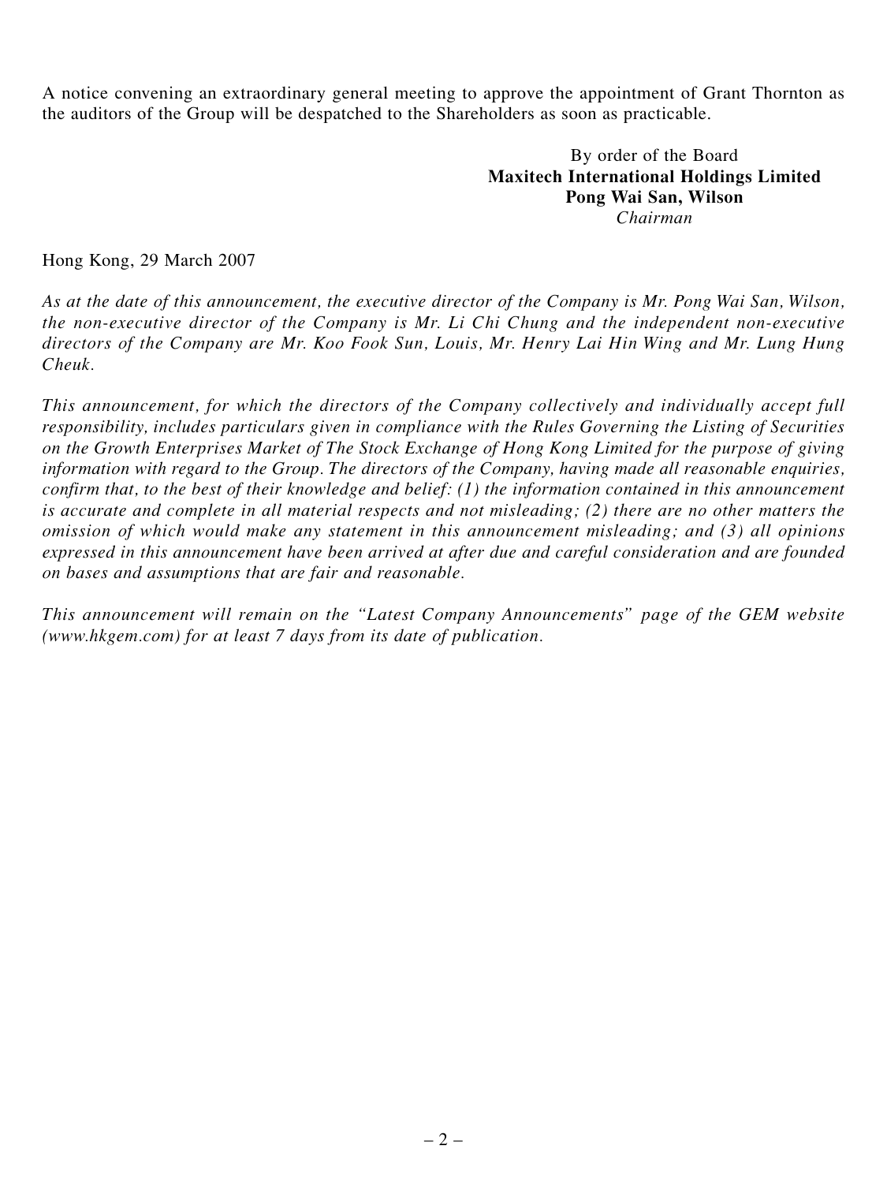A notice convening an extraordinary general meeting to approve the appointment of Grant Thornton as the auditors of the Group will be despatched to the Shareholders as soon as practicable.

By order of the Board
**Maxitech International Holdings Limited**
**Pong Wai San, Wilson**
*Chairman*

Hong Kong, 29 March 2007

*As at the date of this announcement, the executive director of the Company is Mr. Pong Wai San, Wilson, the non-executive director of the Company is Mr. Li Chi Chung and the independent non-executive directors of the Company are Mr. Koo Fook Sun, Louis, Mr. Henry Lai Hin Wing and Mr. Lung Hung Cheuk.*

*This announcement, for which the directors of the Company collectively and individually accept full responsibility, includes particulars given in compliance with the Rules Governing the Listing of Securities on the Growth Enterprises Market of The Stock Exchange of Hong Kong Limited for the purpose of giving information with regard to the Group. The directors of the Company, having made all reasonable enquiries, confirm that, to the best of their knowledge and belief: (1) the information contained in this announcement is accurate and complete in all material respects and not misleading; (2) there are no other matters the omission of which would make any statement in this announcement misleading; and (3) all opinions expressed in this announcement have been arrived at after due and careful consideration and are founded on bases and assumptions that are fair and reasonable.*

*This announcement will remain on the "Latest Company Announcements" page of the GEM website (www.hkgem.com) for at least 7 days from its date of publication.*